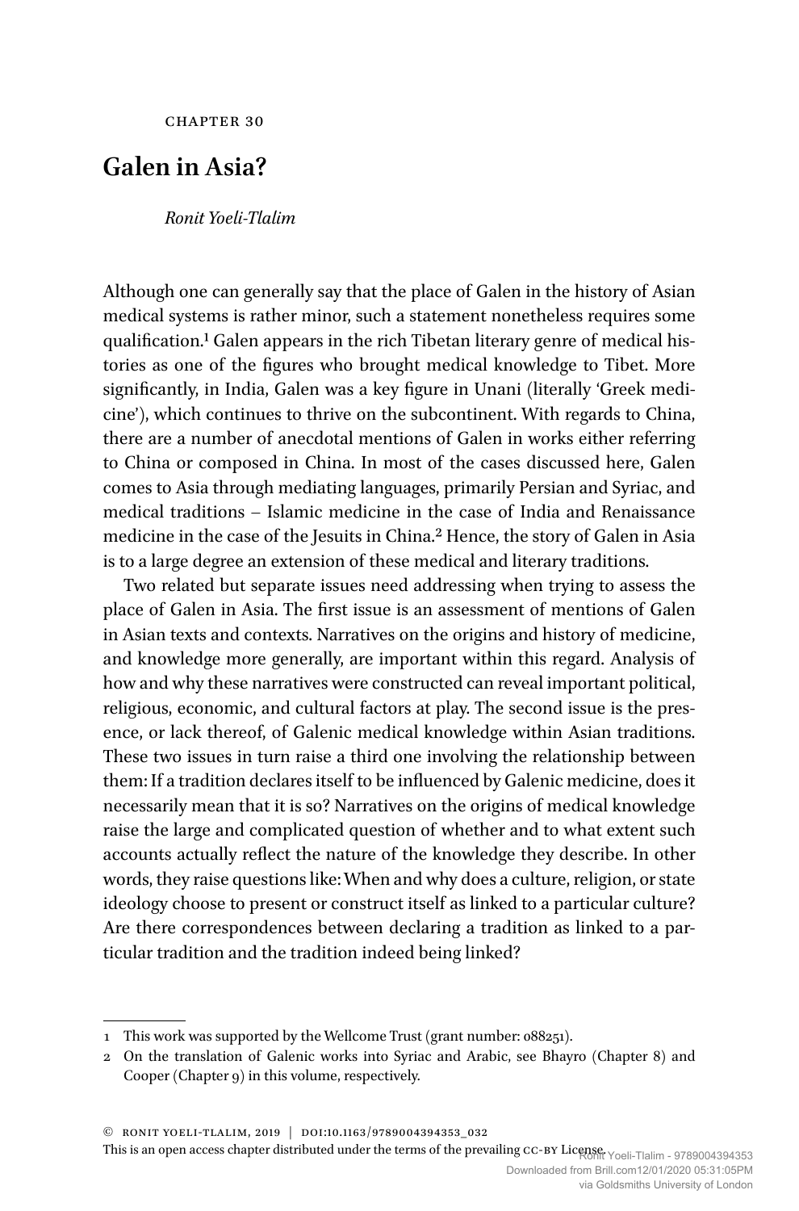Chapter 30

# Galen in Asia?

*Ronit Yoeli-Tlalim*

Although one can generally say that the place of Galen in the history of Asian medical systems is rather minor, such a statement nonetheless requires some qualification.[1] Galen appears in the rich Tibetan literary genre of medical histories as one of the figures who brought medical knowledge to Tibet. More significantly, in India, Galen was a key figure in Unani (literally 'Greek medicine'), which continues to thrive on the subcontinent. With regards to China, there are a number of anecdotal mentions of Galen in works either referring to China or composed in China. In most of the cases discussed here, Galen comes to Asia through mediating languages, primarily Persian and Syriac, and medical traditions – Islamic medicine in the case of India and Renaissance medicine in the case of the Jesuits in China.[2] Hence, the story of Galen in Asia is to a large degree an extension of these medical and literary traditions.

Two related but separate issues need addressing when trying to assess the place of Galen in Asia. The first issue is an assessment of mentions of Galen in Asian texts and contexts. Narratives on the origins and history of medicine, and knowledge more generally, are important within this regard. Analysis of how and why these narratives were constructed can reveal important political, religious, economic, and cultural factors at play. The second issue is the presence, or lack thereof, of Galenic medical knowledge within Asian traditions. These two issues in turn raise a third one involving the relationship between them: If a tradition declares itself to be influenced by Galenic medicine, does it necessarily mean that it is so? Narratives on the origins of medical knowledge raise the large and complicated question of whether and to what extent such accounts actually reflect the nature of the knowledge they describe. In other words, they raise questions like: When and why does a culture, religion, or state ideology choose to present or construct itself as linked to a particular culture? Are there correspondences between declaring a tradition as linked to a particular tradition and the tradition indeed being linked?

---

1 This work was supported by the Wellcome Trust (grant number: 088251).

2 On the translation of Galenic works into Syriac and Arabic, see Bhayro (Chapter 8) and Cooper (Chapter 9) in this volume, respectively.

© Ronit Yoeli-Tlalim, 2019 | doi:10.1163/9789004394353_032

This is an open access chapter distributed under the terms of the prevailing CC-BY License.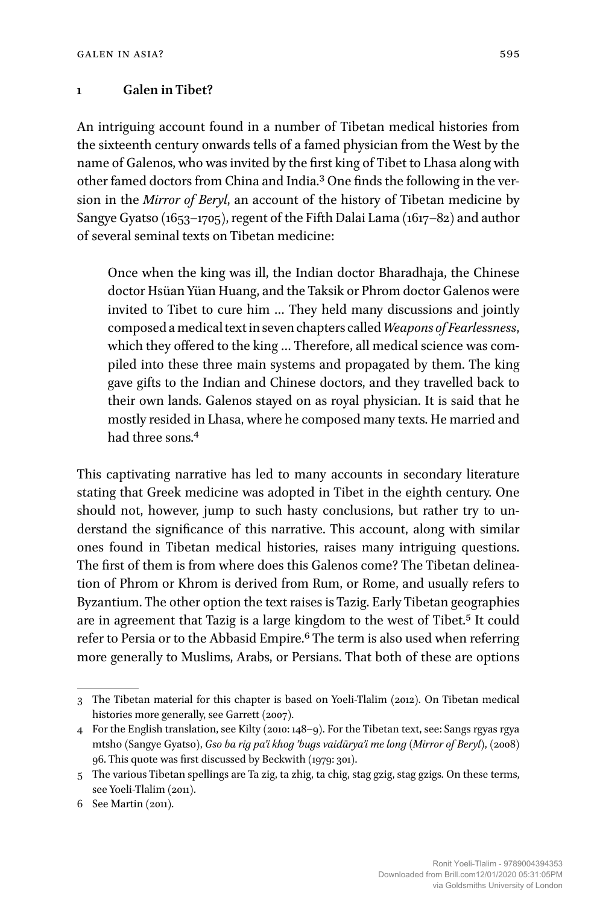## 1 Galen in Tibet?

An intriguing account found in a number of Tibetan medical histories from the sixteenth century onwards tells of a famed physician from the West by the name of Galenos, who was invited by the first king of Tibet to Lhasa along with other famed doctors from China and India.[3] One finds the following in the version in the *Mirror of Beryl*, an account of the history of Tibetan medicine by Sangye Gyatso (1653–1705), regent of the Fifth Dalai Lama (1617–82) and author of several seminal texts on Tibetan medicine:

> Once when the king was ill, the Indian doctor Bharadhaja, the Chinese doctor Hsüan Yüan Huang, and the Taksik or Phrom doctor Galenos were invited to Tibet to cure him … They held many discussions and jointly composed a medical text in seven chapters called *Weapons of Fearlessness*, which they offered to the king … Therefore, all medical science was compiled into these three main systems and propagated by them. The king gave gifts to the Indian and Chinese doctors, and they travelled back to their own lands. Galenos stayed on as royal physician. It is said that he mostly resided in Lhasa, where he composed many texts. He married and had three sons.[4]

This captivating narrative has led to many accounts in secondary literature stating that Greek medicine was adopted in Tibet in the eighth century. One should not, however, jump to such hasty conclusions, but rather try to understand the significance of this narrative. This account, along with similar ones found in Tibetan medical histories, raises many intriguing questions. The first of them is from where does this Galenos come? The Tibetan delineation of Phrom or Khrom is derived from Rum, or Rome, and usually refers to Byzantium. The other option the text raises is Tazig. Early Tibetan geographies are in agreement that Tazig is a large kingdom to the west of Tibet.[5] It could refer to Persia or to the Abbasid Empire.[6] The term is also used when referring more generally to Muslims, Arabs, or Persians. That both of these are options

---

3 The Tibetan material for this chapter is based on Yoeli-Tlalim (2012). On Tibetan medical histories more generally, see Garrett (2007).

4 For the English translation, see Kilty (2010: 148–9). For the Tibetan text, see: Sangs rgyas rgya mtsho (Sangye Gyatso), *Gso ba rig pa'i khog 'bugs vaidūrya'i me long* (*Mirror of Beryl*), (2008) 96. This quote was first discussed by Beckwith (1979: 301).

5 The various Tibetan spellings are Ta zig, ta zhig, ta chig, stag gzig, stag gzigs. On these terms, see Yoeli-Tlalim (2011).

6 See Martin (2011).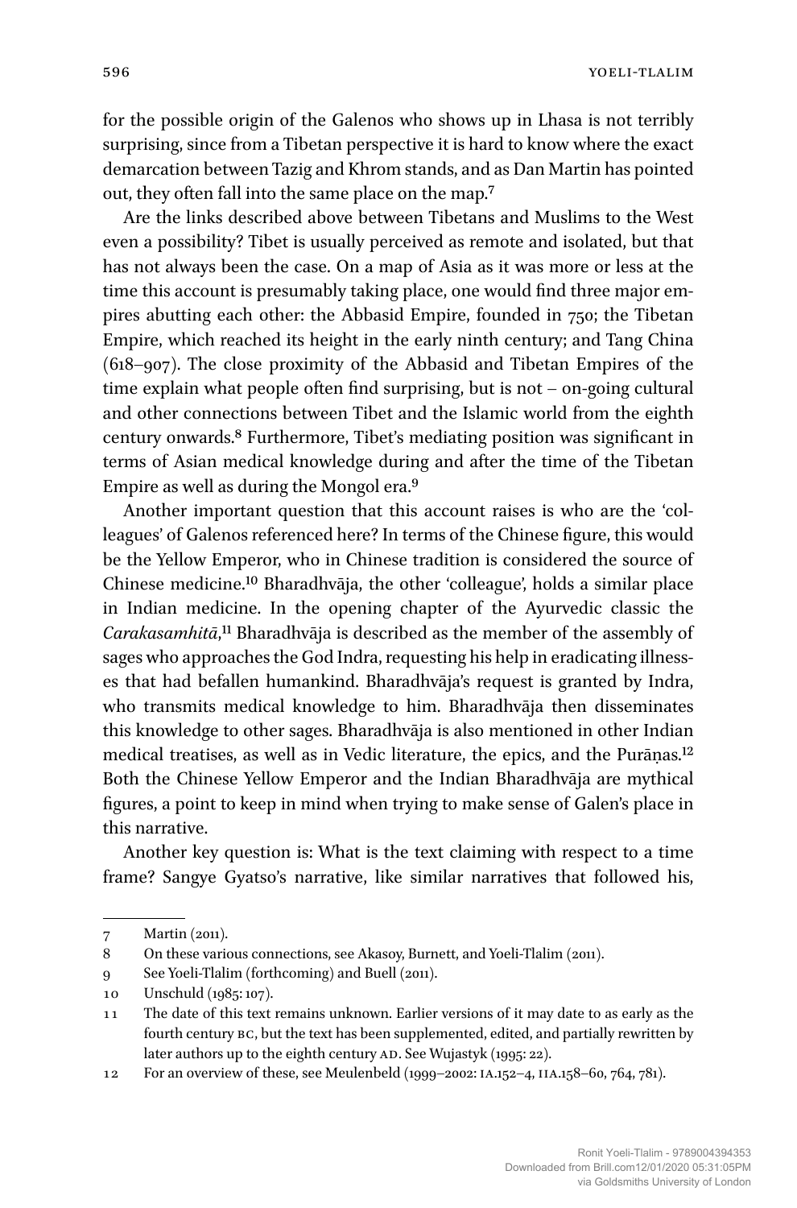for the possible origin of the Galenos who shows up in Lhasa is not terribly surprising, since from a Tibetan perspective it is hard to know where the exact demarcation between Tazig and Khrom stands, and as Dan Martin has pointed out, they often fall into the same place on the map.[7]

Are the links described above between Tibetans and Muslims to the West even a possibility? Tibet is usually perceived as remote and isolated, but that has not always been the case. On a map of Asia as it was more or less at the time this account is presumably taking place, one would find three major empires abutting each other: the Abbasid Empire, founded in 750; the Tibetan Empire, which reached its height in the early ninth century; and Tang China (618–907). The close proximity of the Abbasid and Tibetan Empires of the time explain what people often find surprising, but is not – on-going cultural and other connections between Tibet and the Islamic world from the eighth century onwards.[8] Furthermore, Tibet's mediating position was significant in terms of Asian medical knowledge during and after the time of the Tibetan Empire as well as during the Mongol era.[9]

Another important question that this account raises is who are the 'colleagues' of Galenos referenced here? In terms of the Chinese figure, this would be the Yellow Emperor, who in Chinese tradition is considered the source of Chinese medicine.[10] Bharadhvāja, the other 'colleague', holds a similar place in Indian medicine. In the opening chapter of the Ayurvedic classic the *Carakasamhitā*,[11] Bharadhvāja is described as the member of the assembly of sages who approaches the God Indra, requesting his help in eradicating illnesses that had befallen humankind. Bharadhvāja's request is granted by Indra, who transmits medical knowledge to him. Bharadhvāja then disseminates this knowledge to other sages. Bharadhvāja is also mentioned in other Indian medical treatises, as well as in Vedic literature, the epics, and the Purāṇas.[12] Both the Chinese Yellow Emperor and the Indian Bharadhvāja are mythical figures, a point to keep in mind when trying to make sense of Galen's place in this narrative.

Another key question is: What is the text claiming with respect to a time frame? Sangye Gyatso's narrative, like similar narratives that followed his,

---

7 Martin (2011).

8 On these various connections, see Akasoy, Burnett, and Yoeli-Tlalim (2011).

9 See Yoeli-Tlalim (forthcoming) and Buell (2011).

10 Unschuld (1985: 107).

11 The date of this text remains unknown. Earlier versions of it may date to as early as the fourth century BC, but the text has been supplemented, edited, and partially rewritten by later authors up to the eighth century AD. See Wujastyk (1995: 22).

12 For an overview of these, see Meulenbeld (1999–2002: IA.152–4, IIA.158–60, 764, 781).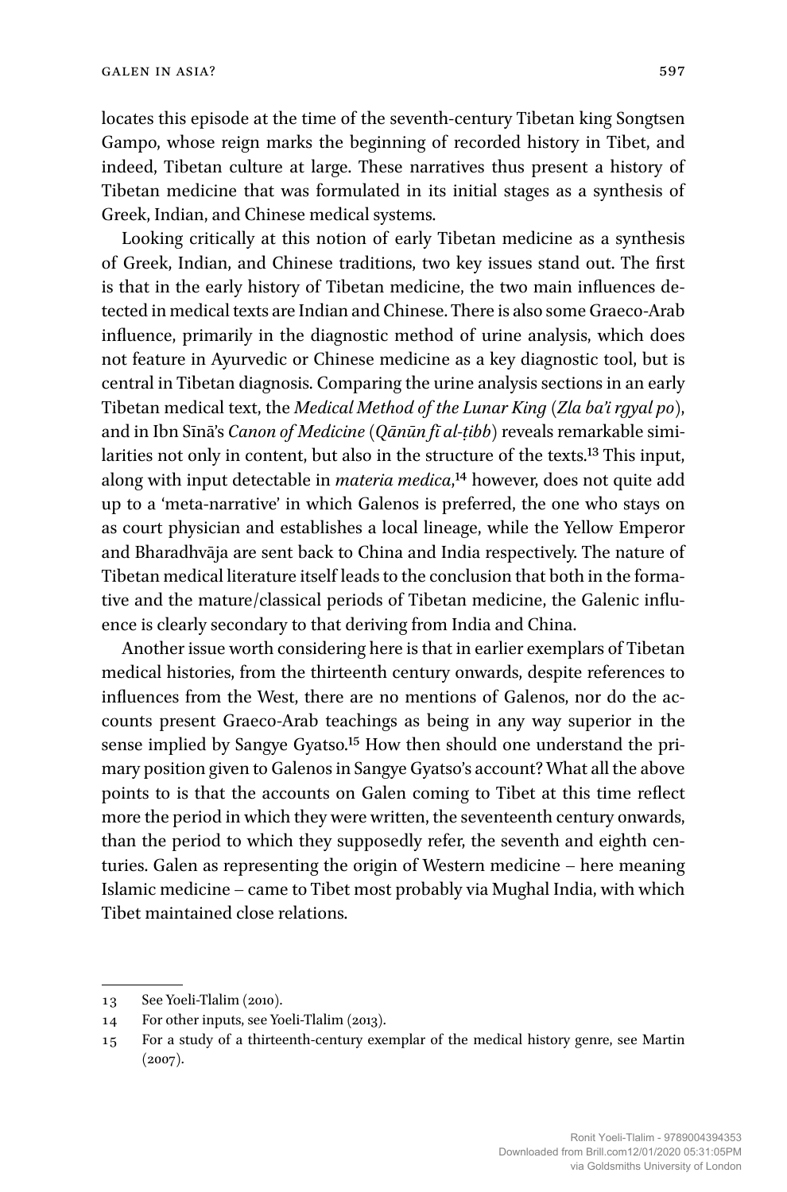locates this episode at the time of the seventh-century Tibetan king Songtsen Gampo, whose reign marks the beginning of recorded history in Tibet, and indeed, Tibetan culture at large. These narratives thus present a history of Tibetan medicine that was formulated in its initial stages as a synthesis of Greek, Indian, and Chinese medical systems.

Looking critically at this notion of early Tibetan medicine as a synthesis of Greek, Indian, and Chinese traditions, two key issues stand out. The first is that in the early history of Tibetan medicine, the two main influences detected in medical texts are Indian and Chinese. There is also some Graeco-Arab influence, primarily in the diagnostic method of urine analysis, which does not feature in Ayurvedic or Chinese medicine as a key diagnostic tool, but is central in Tibetan diagnosis. Comparing the urine analysis sections in an early Tibetan medical text, the *Medical Method of the Lunar King* (*Zla ba'i rgyal po*), and in Ibn Sīnā's *Canon of Medicine* (*Qānūn fī al-ṭibb*) reveals remarkable similarities not only in content, but also in the structure of the texts.[13] This input, along with input detectable in *materia medica*,[14] however, does not quite add up to a 'meta-narrative' in which Galenos is preferred, the one who stays on as court physician and establishes a local lineage, while the Yellow Emperor and Bharadhvāja are sent back to China and India respectively. The nature of Tibetan medical literature itself leads to the conclusion that both in the formative and the mature/classical periods of Tibetan medicine, the Galenic influence is clearly secondary to that deriving from India and China.

Another issue worth considering here is that in earlier exemplars of Tibetan medical histories, from the thirteenth century onwards, despite references to influences from the West, there are no mentions of Galenos, nor do the accounts present Graeco-Arab teachings as being in any way superior in the sense implied by Sangye Gyatso.[15] How then should one understand the primary position given to Galenos in Sangye Gyatso's account? What all the above points to is that the accounts on Galen coming to Tibet at this time reflect more the period in which they were written, the seventeenth century onwards, than the period to which they supposedly refer, the seventh and eighth centuries. Galen as representing the origin of Western medicine – here meaning Islamic medicine – came to Tibet most probably via Mughal India, with which Tibet maintained close relations.

---

13 See Yoeli-Tlalim (2010).

14 For other inputs, see Yoeli-Tlalim (2013).

15 For a study of a thirteenth-century exemplar of the medical history genre, see Martin (2007).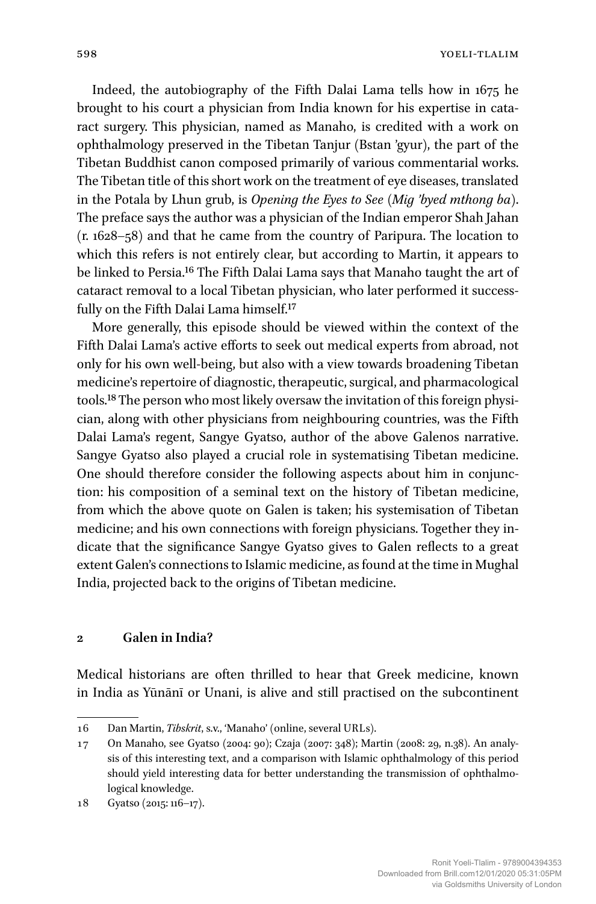Indeed, the autobiography of the Fifth Dalai Lama tells how in 1675 he brought to his court a physician from India known for his expertise in cataract surgery. This physician, named as Manaho, is credited with a work on ophthalmology preserved in the Tibetan Tanjur (Bstan 'gyur), the part of the Tibetan Buddhist canon composed primarily of various commentarial works. The Tibetan title of this short work on the treatment of eye diseases, translated in the Potala by Lhun grub, is *Opening the Eyes to See* (*Mig 'byed mthong ba*). The preface says the author was a physician of the Indian emperor Shah Jahan (r. 1628–58) and that he came from the country of Paripura. The location to which this refers is not entirely clear, but according to Martin, it appears to be linked to Persia.[16] The Fifth Dalai Lama says that Manaho taught the art of cataract removal to a local Tibetan physician, who later performed it successfully on the Fifth Dalai Lama himself.[17]

More generally, this episode should be viewed within the context of the Fifth Dalai Lama's active efforts to seek out medical experts from abroad, not only for his own well-being, but also with a view towards broadening Tibetan medicine's repertoire of diagnostic, therapeutic, surgical, and pharmacological tools.[18] The person who most likely oversaw the invitation of this foreign physician, along with other physicians from neighbouring countries, was the Fifth Dalai Lama's regent, Sangye Gyatso, author of the above Galenos narrative. Sangye Gyatso also played a crucial role in systematising Tibetan medicine. One should therefore consider the following aspects about him in conjunction: his composition of a seminal text on the history of Tibetan medicine, from which the above quote on Galen is taken; his systemisation of Tibetan medicine; and his own connections with foreign physicians. Together they indicate that the significance Sangye Gyatso gives to Galen reflects to a great extent Galen's connections to Islamic medicine, as found at the time in Mughal India, projected back to the origins of Tibetan medicine.

## 2 Galen in India?

Medical historians are often thrilled to hear that Greek medicine, known in India as Yūnānī or Unani, is alive and still practised on the subcontinent

---

16 Dan Martin, *Tibskrit*, s.v., 'Manaho' (online, several URLs).

17 On Manaho, see Gyatso (2004: 90); Czaja (2007: 348); Martin (2008: 29, n.38). An analysis of this interesting text, and a comparison with Islamic ophthalmology of this period should yield interesting data for better understanding the transmission of ophthalmological knowledge.

18 Gyatso (2015: 116–17).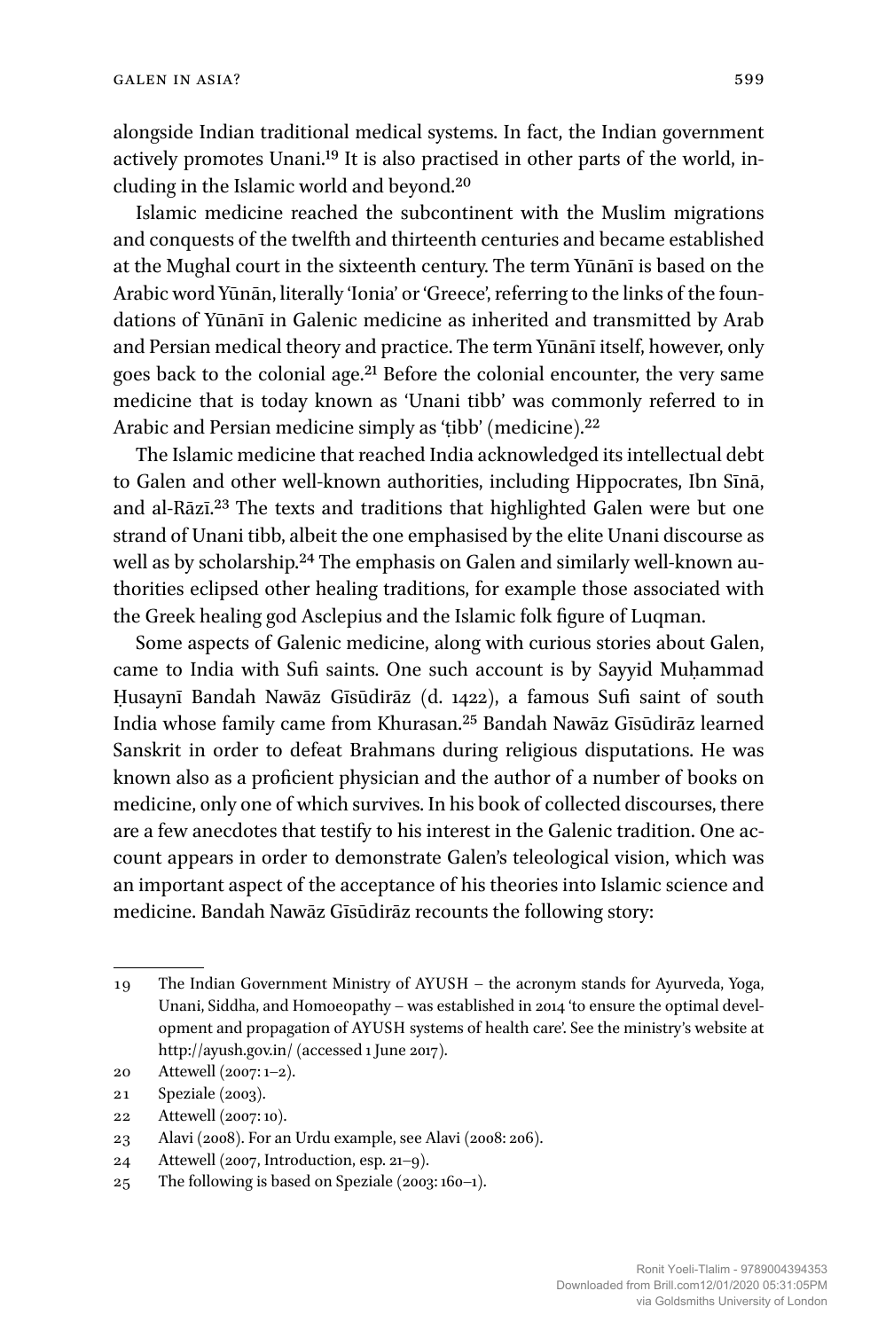alongside Indian traditional medical systems. In fact, the Indian government actively promotes Unani.[19] It is also practised in other parts of the world, including in the Islamic world and beyond.[20]

Islamic medicine reached the subcontinent with the Muslim migrations and conquests of the twelfth and thirteenth centuries and became established at the Mughal court in the sixteenth century. The term Yūnānī is based on the Arabic word Yūnān, literally 'Ionia' or 'Greece', referring to the links of the foundations of Yūnānī in Galenic medicine as inherited and transmitted by Arab and Persian medical theory and practice. The term Yūnānī itself, however, only goes back to the colonial age.[21] Before the colonial encounter, the very same medicine that is today known as 'Unani tibb' was commonly referred to in Arabic and Persian medicine simply as 'ṭibb' (medicine).[22]

The Islamic medicine that reached India acknowledged its intellectual debt to Galen and other well-known authorities, including Hippocrates, Ibn Sīnā, and al-Rāzī.[23] The texts and traditions that highlighted Galen were but one strand of Unani tibb, albeit the one emphasised by the elite Unani discourse as well as by scholarship.[24] The emphasis on Galen and similarly well-known authorities eclipsed other healing traditions, for example those associated with the Greek healing god Asclepius and the Islamic folk figure of Luqman.

Some aspects of Galenic medicine, along with curious stories about Galen, came to India with Sufi saints. One such account is by Sayyid Muḥammad Ḥusaynī Bandah Nawāz Gīsūdirāz (d. 1422), a famous Sufi saint of south India whose family came from Khurasan.[25] Bandah Nawāz Gīsūdirāz learned Sanskrit in order to defeat Brahmans during religious disputations. He was known also as a proficient physician and the author of a number of books on medicine, only one of which survives. In his book of collected discourses, there are a few anecdotes that testify to his interest in the Galenic tradition. One account appears in order to demonstrate Galen's teleological vision, which was an important aspect of the acceptance of his theories into Islamic science and medicine. Bandah Nawāz Gīsūdirāz recounts the following story:

---

19 The Indian Government Ministry of AYUSH – the acronym stands for Ayurveda, Yoga, Unani, Siddha, and Homoeopathy – was established in 2014 'to ensure the optimal development and propagation of AYUSH systems of health care'. See the ministry's website at http://ayush.gov.in/ (accessed 1 June 2017).

20 Attewell (2007: 1–2).

21 Speziale (2003).

22 Attewell (2007: 10).

23 Alavi (2008). For an Urdu example, see Alavi (2008: 206).

24 Attewell (2007, Introduction, esp. 21–9).

25 The following is based on Speziale (2003: 160–1).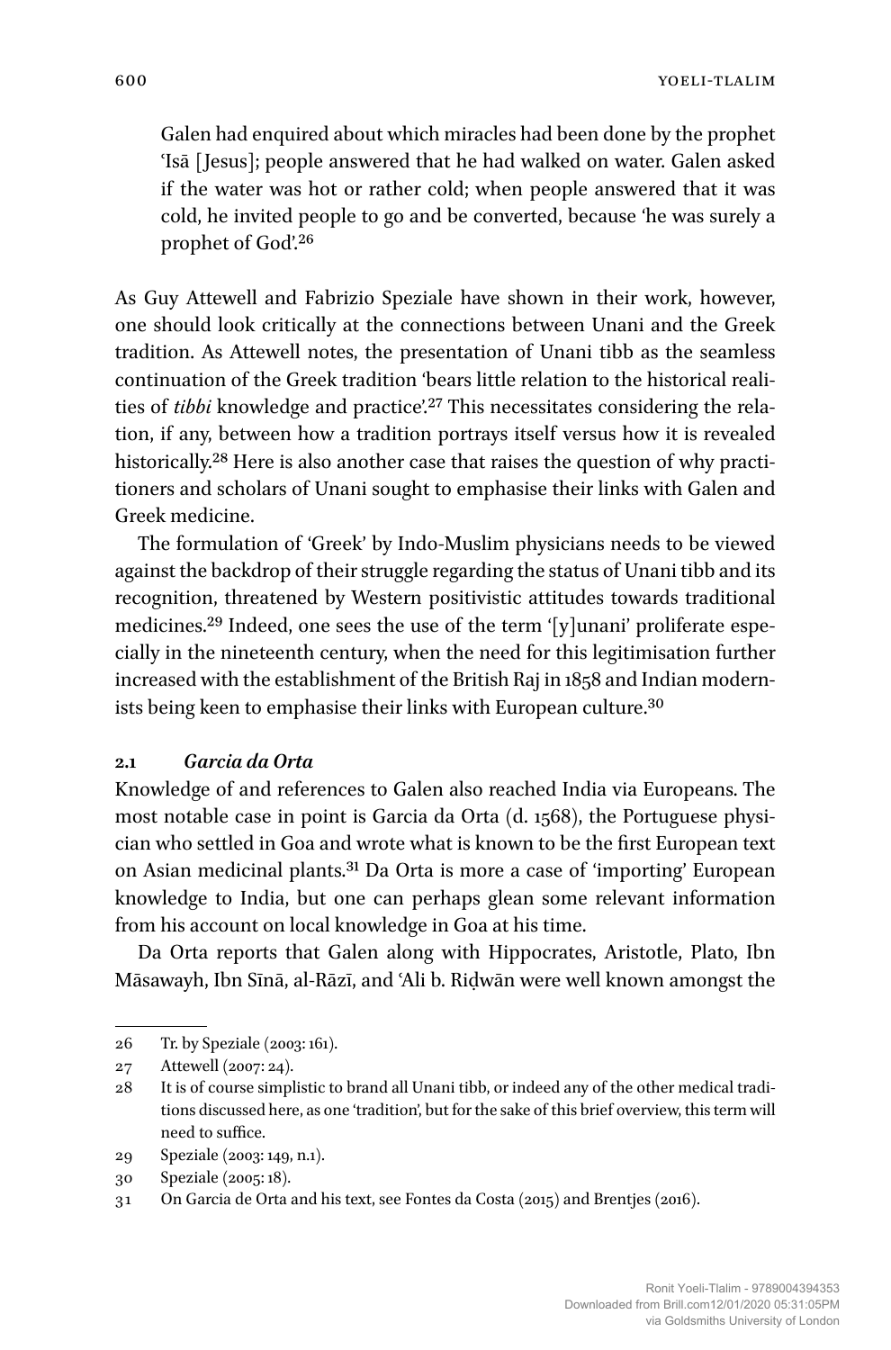> Galen had enquired about which miracles had been done by the prophet ʿIsā [Jesus]; people answered that he had walked on water. Galen asked if the water was hot or rather cold; when people answered that it was cold, he invited people to go and be converted, because 'he was surely a prophet of God'.[26]

As Guy Attewell and Fabrizio Speziale have shown in their work, however, one should look critically at the connections between Unani and the Greek tradition. As Attewell notes, the presentation of Unani tibb as the seamless continuation of the Greek tradition 'bears little relation to the historical realities of *tibbi* knowledge and practice'.[27] This necessitates considering the relation, if any, between how a tradition portrays itself versus how it is revealed historically.[28] Here is also another case that raises the question of why practitioners and scholars of Unani sought to emphasise their links with Galen and Greek medicine.

The formulation of 'Greek' by Indo-Muslim physicians needs to be viewed against the backdrop of their struggle regarding the status of Unani tibb and its recognition, threatened by Western positivistic attitudes towards traditional medicines.[29] Indeed, one sees the use of the term '[y]unani' proliferate especially in the nineteenth century, when the need for this legitimisation further increased with the establishment of the British Raj in 1858 and Indian modernists being keen to emphasise their links with European culture.[30]

### 2.1 *Garcia da Orta*

Knowledge of and references to Galen also reached India via Europeans. The most notable case in point is Garcia da Orta (d. 1568), the Portuguese physician who settled in Goa and wrote what is known to be the first European text on Asian medicinal plants.[31] Da Orta is more a case of 'importing' European knowledge to India, but one can perhaps glean some relevant information from his account on local knowledge in Goa at his time.

Da Orta reports that Galen along with Hippocrates, Aristotle, Plato, Ibn Māsawayh, Ibn Sīnā, al-Rāzī, and ʿAli b. Riḍwān were well known amongst the

---

26 Tr. by Speziale (2003: 161).

27 Attewell (2007: 24).

28 It is of course simplistic to brand all Unani tibb, or indeed any of the other medical traditions discussed here, as one 'tradition', but for the sake of this brief overview, this term will need to suffice.

29 Speziale (2003: 149, n.1).

30 Speziale (2005: 18).

31 On Garcia de Orta and his text, see Fontes da Costa (2015) and Brentjes (2016).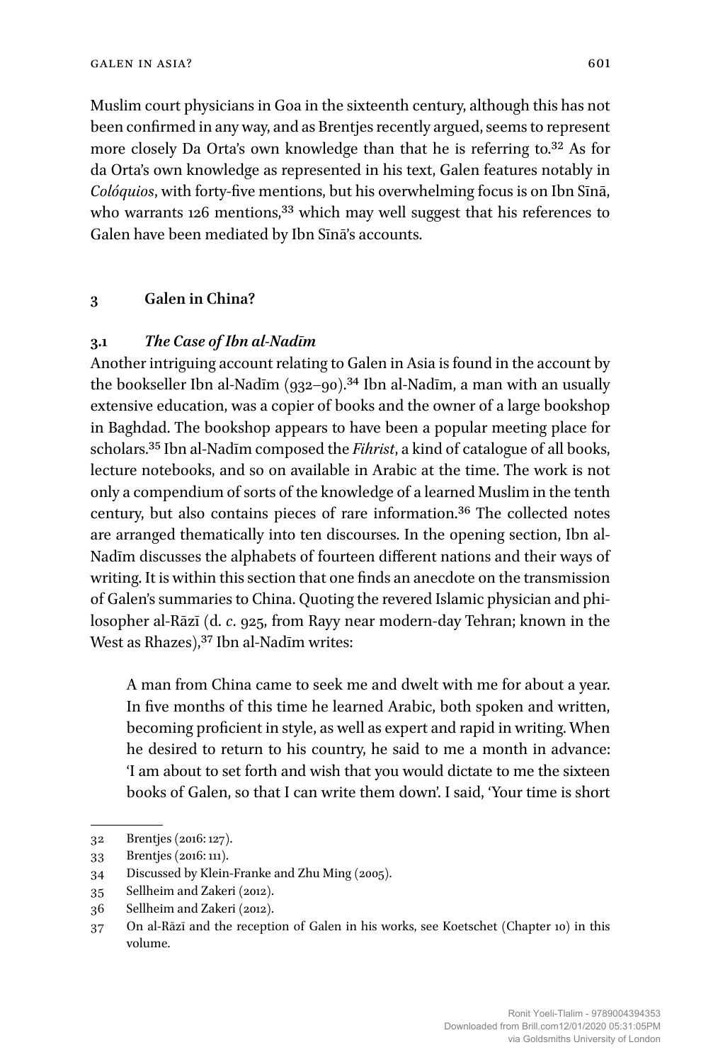Muslim court physicians in Goa in the sixteenth century, although this has not been confirmed in any way, and as Brentjes recently argued, seems to represent more closely Da Orta's own knowledge than that he is referring to.[32] As for da Orta's own knowledge as represented in his text, Galen features notably in *Colóquios*, with forty-five mentions, but his overwhelming focus is on Ibn Sīnā, who warrants 126 mentions,[33] which may well suggest that his references to Galen have been mediated by Ibn Sīnā's accounts.

## 3 Galen in China?

### 3.1 *The Case of Ibn al-Nadīm*

Another intriguing account relating to Galen in Asia is found in the account by the bookseller Ibn al-Nadīm (932–90).[34] Ibn al-Nadīm, a man with an usually extensive education, was a copier of books and the owner of a large bookshop in Baghdad. The bookshop appears to have been a popular meeting place for scholars.[35] Ibn al-Nadīm composed the *Fihrist*, a kind of catalogue of all books, lecture notebooks, and so on available in Arabic at the time. The work is not only a compendium of sorts of the knowledge of a learned Muslim in the tenth century, but also contains pieces of rare information.[36] The collected notes are arranged thematically into ten discourses. In the opening section, Ibn al-Nadīm discusses the alphabets of fourteen different nations and their ways of writing. It is within this section that one finds an anecdote on the transmission of Galen's summaries to China. Quoting the revered Islamic physician and philosopher al-Rāzī (d. *c.* 925, from Rayy near modern-day Tehran; known in the West as Rhazes),[37] Ibn al-Nadīm writes:

> A man from China came to seek me and dwelt with me for about a year. In five months of this time he learned Arabic, both spoken and written, becoming proficient in style, as well as expert and rapid in writing. When he desired to return to his country, he said to me a month in advance: 'I am about to set forth and wish that you would dictate to me the sixteen books of Galen, so that I can write them down'. I said, 'Your time is short

---

32 Brentjes (2016: 127).

33 Brentjes (2016: 111).

34 Discussed by Klein-Franke and Zhu Ming (2005).

35 Sellheim and Zakeri (2012).

36 Sellheim and Zakeri (2012).

37 On al-Rāzī and the reception of Galen in his works, see Koetschet (Chapter 10) in this volume.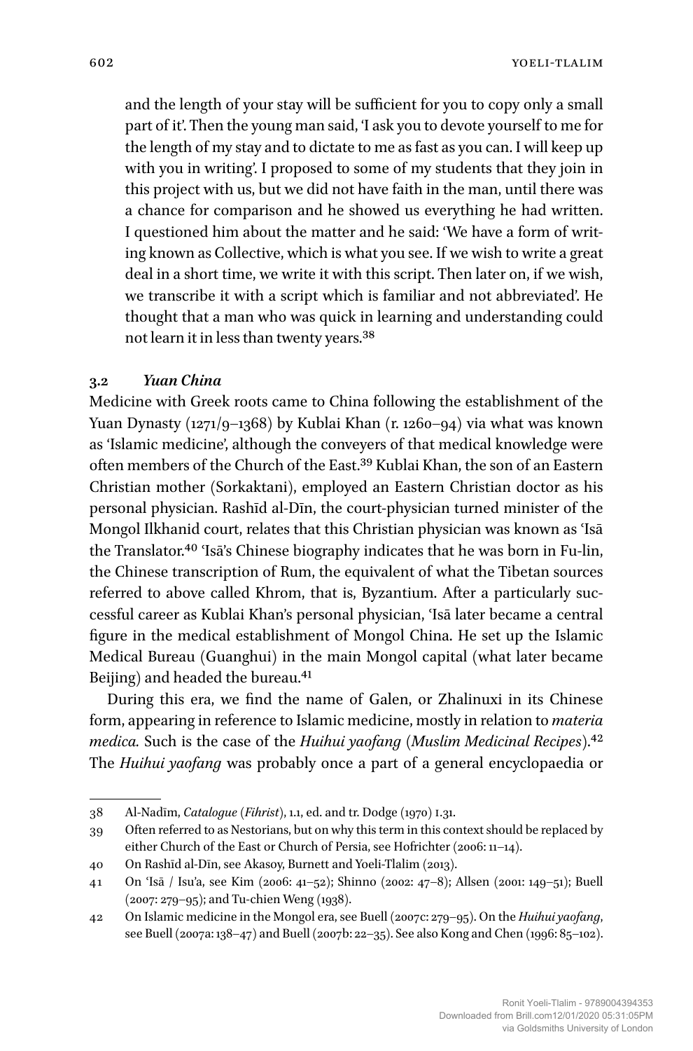and the length of your stay will be sufficient for you to copy only a small part of it'. Then the young man said, 'I ask you to devote yourself to me for the length of my stay and to dictate to me as fast as you can. I will keep up with you in writing'. I proposed to some of my students that they join in this project with us, but we did not have faith in the man, until there was a chance for comparison and he showed us everything he had written. I questioned him about the matter and he said: 'We have a form of writing known as Collective, which is what you see. If we wish to write a great deal in a short time, we write it with this script. Then later on, if we wish, we transcribe it with a script which is familiar and not abbreviated'. He thought that a man who was quick in learning and understanding could not learn it in less than twenty years.[38]

### 3.2 *Yuan China*

Medicine with Greek roots came to China following the establishment of the Yuan Dynasty (1271/9–1368) by Kublai Khan (r. 1260–94) via what was known as 'Islamic medicine', although the conveyers of that medical knowledge were often members of the Church of the East.[39] Kublai Khan, the son of an Eastern Christian mother (Sorkaktani), employed an Eastern Christian doctor as his personal physician. Rashīd al-Dīn, the court-physician turned minister of the Mongol Ilkhanid court, relates that this Christian physician was known as 'Isā the Translator.[40] 'Isā's Chinese biography indicates that he was born in Fu-lin, the Chinese transcription of Rum, the equivalent of what the Tibetan sources referred to above called Khrom, that is, Byzantium. After a particularly successful career as Kublai Khan's personal physician, 'Isā later became a central figure in the medical establishment of Mongol China. He set up the Islamic Medical Bureau (Guanghui) in the main Mongol capital (what later became Beijing) and headed the bureau.[41]

During this era, we find the name of Galen, or Zhalinuxi in its Chinese form, appearing in reference to Islamic medicine, mostly in relation to *materia medica.* Such is the case of the *Huihui yaofang* (*Muslim Medicinal Recipes*).[42] The *Huihui yaofang* was probably once a part of a general encyclopaedia or

---

38 Al-Nadīm, *Catalogue* (*Fihrist*), 1.1, ed. and tr. Dodge (1970) I.31.

39 Often referred to as Nestorians, but on why this term in this context should be replaced by either Church of the East or Church of Persia, see Hofrichter (2006: 11–14).

40 On Rashīd al-Dīn, see Akasoy, Burnett and Yoeli-Tlalim (2013).

41 On 'Isā / Isu'a, see Kim (2006: 41–52); Shinno (2002: 47–8); Allsen (2001: 149–51); Buell (2007: 279–95); and Tu-chien Weng (1938).

42 On Islamic medicine in the Mongol era, see Buell (2007c: 279–95). On the *Huihui yaofang*, see Buell (2007a: 138–47) and Buell (2007b: 22–35). See also Kong and Chen (1996: 85–102).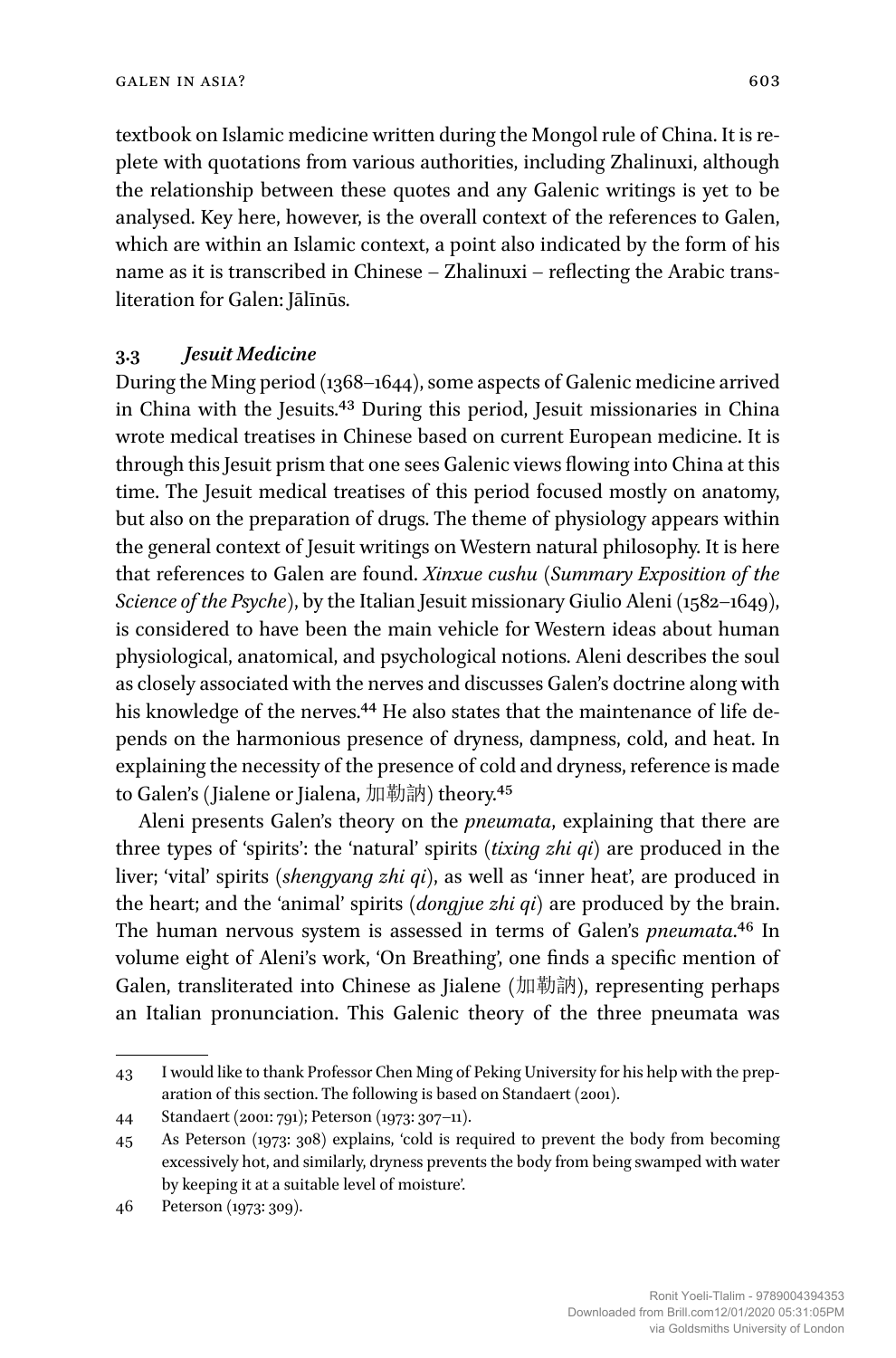textbook on Islamic medicine written during the Mongol rule of China. It is replete with quotations from various authorities, including Zhalinuxi, although the relationship between these quotes and any Galenic writings is yet to be analysed. Key here, however, is the overall context of the references to Galen, which are within an Islamic context, a point also indicated by the form of his name as it is transcribed in Chinese – Zhalinuxi – reflecting the Arabic transliteration for Galen: Jālīnūs.

### 3.3 *Jesuit Medicine*

During the Ming period (1368–1644), some aspects of Galenic medicine arrived in China with the Jesuits.[43] During this period, Jesuit missionaries in China wrote medical treatises in Chinese based on current European medicine. It is through this Jesuit prism that one sees Galenic views flowing into China at this time. The Jesuit medical treatises of this period focused mostly on anatomy, but also on the preparation of drugs. The theme of physiology appears within the general context of Jesuit writings on Western natural philosophy. It is here that references to Galen are found. *Xinxue cushu* (*Summary Exposition of the Science of the Psyche*), by the Italian Jesuit missionary Giulio Aleni (1582–1649), is considered to have been the main vehicle for Western ideas about human physiological, anatomical, and psychological notions. Aleni describes the soul as closely associated with the nerves and discusses Galen's doctrine along with his knowledge of the nerves.[44] He also states that the maintenance of life depends on the harmonious presence of dryness, dampness, cold, and heat. In explaining the necessity of the presence of cold and dryness, reference is made to Galen's (Jialene or Jialena, 加勒訥) theory.[45]

Aleni presents Galen's theory on the *pneumata*, explaining that there are three types of 'spirits': the 'natural' spirits (*tixing zhi qi*) are produced in the liver; 'vital' spirits (*shengyang zhi qi*), as well as 'inner heat', are produced in the heart; and the 'animal' spirits (*dongjue zhi qi*) are produced by the brain. The human nervous system is assessed in terms of Galen's *pneumata*.[46] In volume eight of Aleni's work, 'On Breathing', one finds a specific mention of Galen, transliterated into Chinese as Jialene (加勒訥), representing perhaps an Italian pronunciation. This Galenic theory of the three pneumata was

---

43 I would like to thank Professor Chen Ming of Peking University for his help with the preparation of this section. The following is based on Standaert (2001).

44 Standaert (2001: 791); Peterson (1973: 307–11).

45 As Peterson (1973: 308) explains, 'cold is required to prevent the body from becoming excessively hot, and similarly, dryness prevents the body from being swamped with water by keeping it at a suitable level of moisture'.

46 Peterson (1973: 309).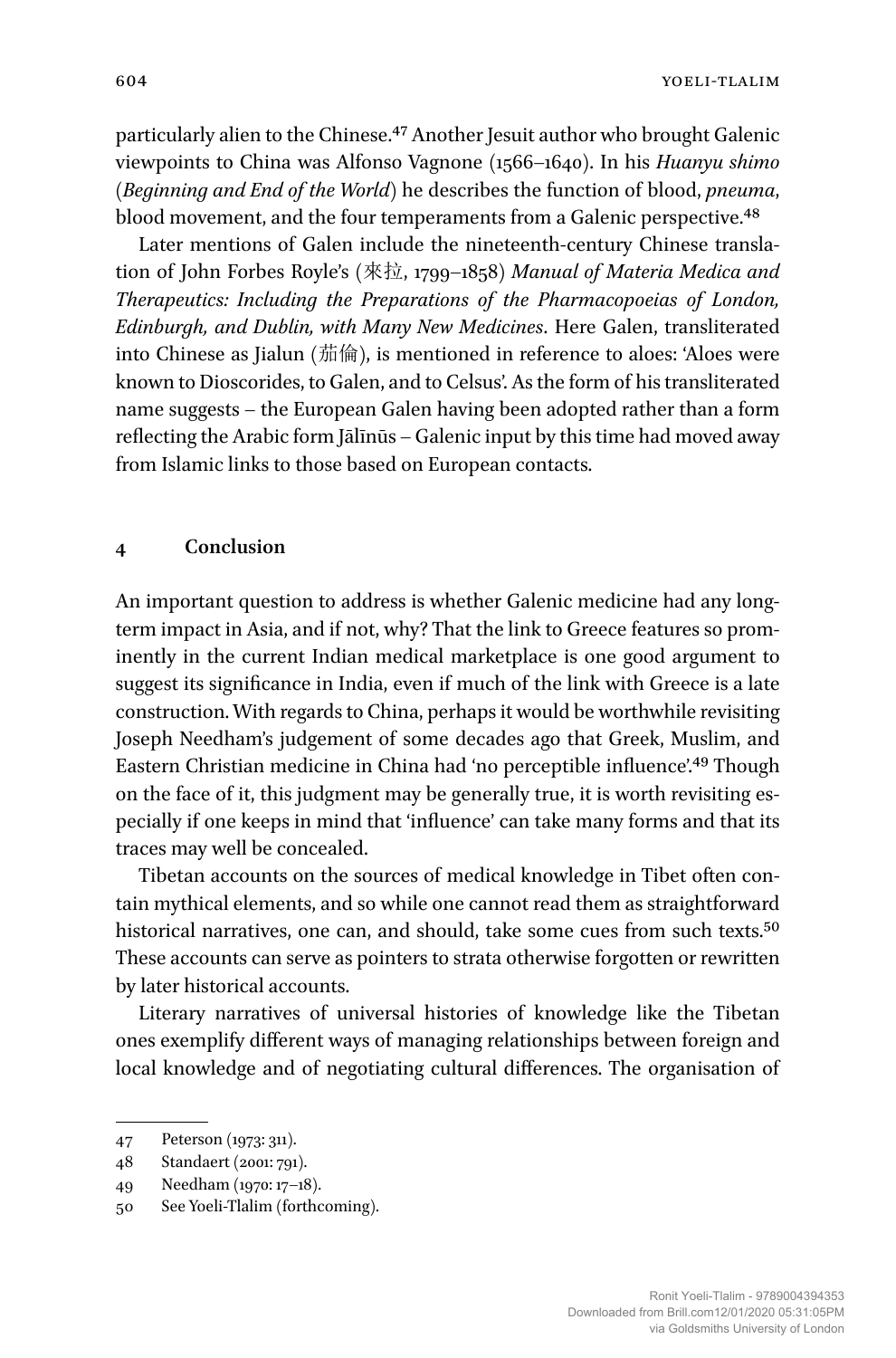particularly alien to the Chinese.[47] Another Jesuit author who brought Galenic viewpoints to China was Alfonso Vagnone (1566–1640). In his *Huanyu shimo* (*Beginning and End of the World*) he describes the function of blood, *pneuma*, blood movement, and the four temperaments from a Galenic perspective.[48]

Later mentions of Galen include the nineteenth-century Chinese translation of John Forbes Royle's (來拉, 1799–1858) *Manual of Materia Medica and Therapeutics: Including the Preparations of the Pharmacopoeias of London, Edinburgh, and Dublin, with Many New Medicines*. Here Galen, transliterated into Chinese as Jialun (茄倫), is mentioned in reference to aloes: 'Aloes were known to Dioscorides, to Galen, and to Celsus'. As the form of his transliterated name suggests – the European Galen having been adopted rather than a form reflecting the Arabic form Jālīnūs – Galenic input by this time had moved away from Islamic links to those based on European contacts.

## 4 Conclusion

An important question to address is whether Galenic medicine had any long-term impact in Asia, and if not, why? That the link to Greece features so prominently in the current Indian medical marketplace is one good argument to suggest its significance in India, even if much of the link with Greece is a late construction. With regards to China, perhaps it would be worthwhile revisiting Joseph Needham's judgement of some decades ago that Greek, Muslim, and Eastern Christian medicine in China had 'no perceptible influence'.[49] Though on the face of it, this judgment may be generally true, it is worth revisiting especially if one keeps in mind that 'influence' can take many forms and that its traces may well be concealed.

Tibetan accounts on the sources of medical knowledge in Tibet often contain mythical elements, and so while one cannot read them as straightforward historical narratives, one can, and should, take some cues from such texts.[50] These accounts can serve as pointers to strata otherwise forgotten or rewritten by later historical accounts.

Literary narratives of universal histories of knowledge like the Tibetan ones exemplify different ways of managing relationships between foreign and local knowledge and of negotiating cultural differences. The organisation of

---

47 Peterson (1973: 311).

48 Standaert (2001: 791).

49 Needham (1970: 17–18).

50 See Yoeli-Tlalim (forthcoming).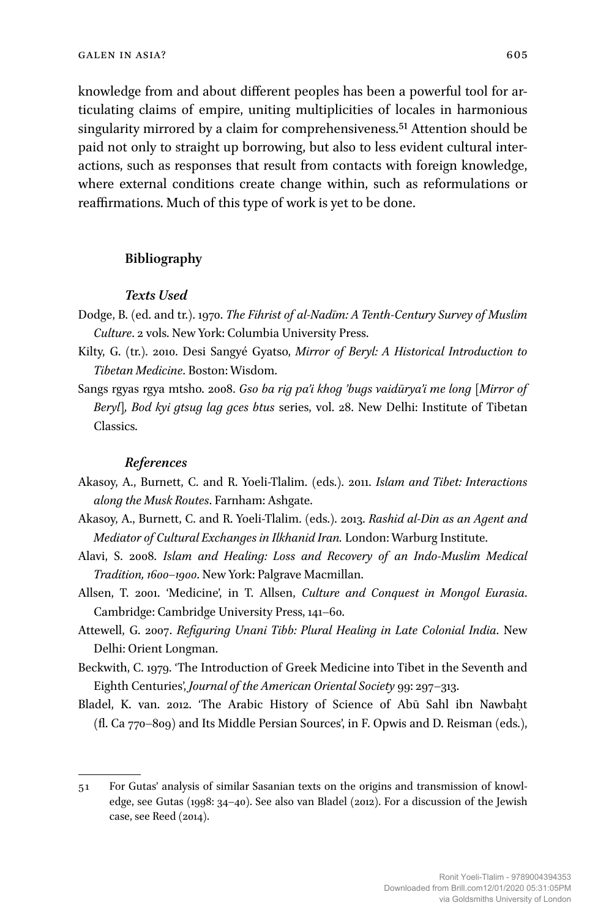knowledge from and about different peoples has been a powerful tool for articulating claims of empire, uniting multiplicities of locales in harmonious singularity mirrored by a claim for comprehensiveness.[51] Attention should be paid not only to straight up borrowing, but also to less evident cultural interactions, such as responses that result from contacts with foreign knowledge, where external conditions create change within, such as reformulations or reaffirmations. Much of this type of work is yet to be done.

## Bibliography

### *Texts Used*

Dodge, B. (ed. and tr.). 1970. *The Fihrist of al-Nadīm: A Tenth-Century Survey of Muslim Culture*. 2 vols. New York: Columbia University Press.

Kilty, G. (tr.). 2010. Desi Sangyé Gyatso, *Mirror of Beryl: A Historical Introduction to Tibetan Medicine*. Boston: Wisdom.

Sangs rgyas rgya mtsho. 2008. *Gso ba rig pa'i khog 'bugs vaidūrya'i me long* [*Mirror of Beryl*], *Bod kyi gtsug lag gces btus* series, vol. 28. New Delhi: Institute of Tibetan Classics.

### *References*

Akasoy, A., Burnett, C. and R. Yoeli-Tlalim. (eds.). 2011. *Islam and Tibet: Interactions along the Musk Routes*. Farnham: Ashgate.

Akasoy, A., Burnett, C. and R. Yoeli-Tlalim. (eds.). 2013. *Rashid al-Din as an Agent and Mediator of Cultural Exchanges in Ilkhanid Iran.* London: Warburg Institute.

Alavi, S. 2008. *Islam and Healing: Loss and Recovery of an Indo-Muslim Medical Tradition, 1600–1900*. New York: Palgrave Macmillan.

Allsen, T. 2001. 'Medicine', in T. Allsen, *Culture and Conquest in Mongol Eurasia*. Cambridge: Cambridge University Press, 141–60.

Attewell, G. 2007. *Refiguring Unani Tibb: Plural Healing in Late Colonial India*. New Delhi: Orient Longman.

Beckwith, C. 1979. 'The Introduction of Greek Medicine into Tibet in the Seventh and Eighth Centuries', *Journal of the American Oriental Society* 99: 297–313.

Bladel, K. van. 2012. 'The Arabic History of Science of Abū Sahl ibn Nawbaḥt (fl. Ca 770–809) and Its Middle Persian Sources', in F. Opwis and D. Reisman (eds.),

---

51 For Gutas' analysis of similar Sasanian texts on the origins and transmission of knowledge, see Gutas (1998: 34–40). See also van Bladel (2012). For a discussion of the Jewish case, see Reed (2014).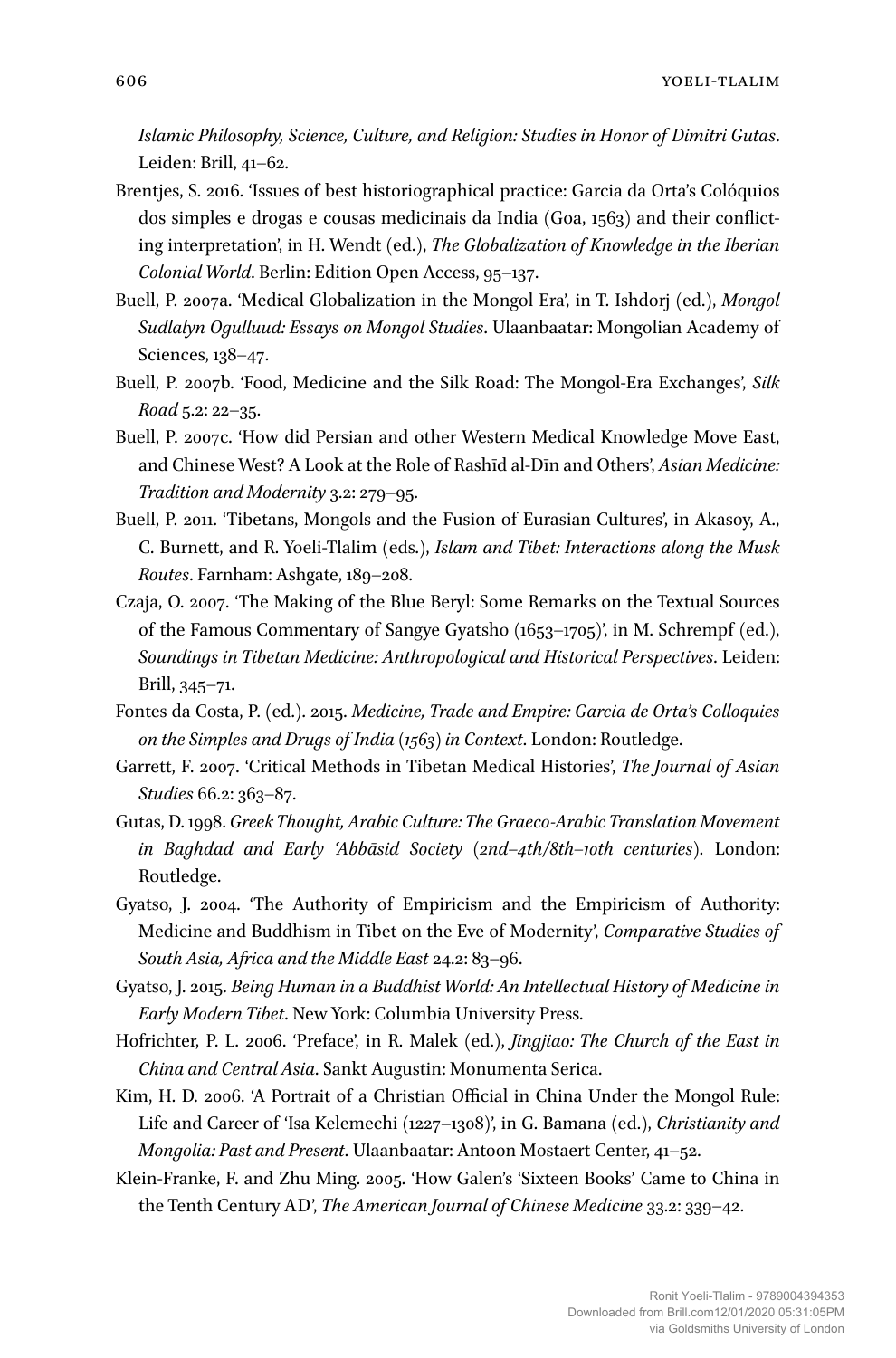*Islamic Philosophy, Science, Culture, and Religion: Studies in Honor of Dimitri Gutas*. Leiden: Brill, 41–62.

Brentjes, S. 2016. 'Issues of best historiographical practice: Garcia da Orta's Colóquios dos simples e drogas e cousas medicinais da India (Goa, 1563) and their conflicting interpretation', in H. Wendt (ed.), *The Globalization of Knowledge in the Iberian Colonial World*. Berlin: Edition Open Access, 95–137.

Buell, P. 2007a. 'Medical Globalization in the Mongol Era', in T. Ishdorj (ed.), *Mongol Sudlalyn Ogulluud: Essays on Mongol Studies*. Ulaanbaatar: Mongolian Academy of Sciences, 138–47.

Buell, P. 2007b. 'Food, Medicine and the Silk Road: The Mongol-Era Exchanges', *Silk Road* 5.2: 22–35.

Buell, P. 2007c. 'How did Persian and other Western Medical Knowledge Move East, and Chinese West? A Look at the Role of Rashīd al-Dīn and Others', *Asian Medicine: Tradition and Modernity* 3.2: 279–95.

Buell, P. 2011. 'Tibetans, Mongols and the Fusion of Eurasian Cultures', in Akasoy, A., C. Burnett, and R. Yoeli-Tlalim (eds.), *Islam and Tibet: Interactions along the Musk Routes*. Farnham: Ashgate, 189–208.

Czaja, O. 2007. 'The Making of the Blue Beryl: Some Remarks on the Textual Sources of the Famous Commentary of Sangye Gyatsho (1653–1705)', in M. Schrempf (ed.), *Soundings in Tibetan Medicine: Anthropological and Historical Perspectives*. Leiden: Brill, 345–71.

Fontes da Costa, P. (ed.). 2015. *Medicine, Trade and Empire: Garcia de Orta's Colloquies on the Simples and Drugs of India (1563) in Context*. London: Routledge.

Garrett, F. 2007. 'Critical Methods in Tibetan Medical Histories', *The Journal of Asian Studies* 66.2: 363–87.

Gutas, D. 1998. *Greek Thought, Arabic Culture: The Graeco-Arabic Translation Movement in Baghdad and Early 'Abbāsid Society (2nd–4th/8th–10th centuries)*. London: Routledge.

Gyatso, J. 2004. 'The Authority of Empiricism and the Empiricism of Authority: Medicine and Buddhism in Tibet on the Eve of Modernity', *Comparative Studies of South Asia, Africa and the Middle East* 24.2: 83–96.

Gyatso, J. 2015. *Being Human in a Buddhist World: An Intellectual History of Medicine in Early Modern Tibet*. New York: Columbia University Press.

Hofrichter, P. L. 2006. 'Preface', in R. Malek (ed.), *Jingjiao: The Church of the East in China and Central Asia*. Sankt Augustin: Monumenta Serica.

Kim, H. D. 2006. 'A Portrait of a Christian Official in China Under the Mongol Rule: Life and Career of 'Isa Kelemechi (1227–1308)', in G. Bamana (ed.), *Christianity and Mongolia: Past and Present*. Ulaanbaatar: Antoon Mostaert Center, 41–52.

Klein-Franke, F. and Zhu Ming. 2005. 'How Galen's 'Sixteen Books' Came to China in the Tenth Century AD', *The American Journal of Chinese Medicine* 33.2: 339–42.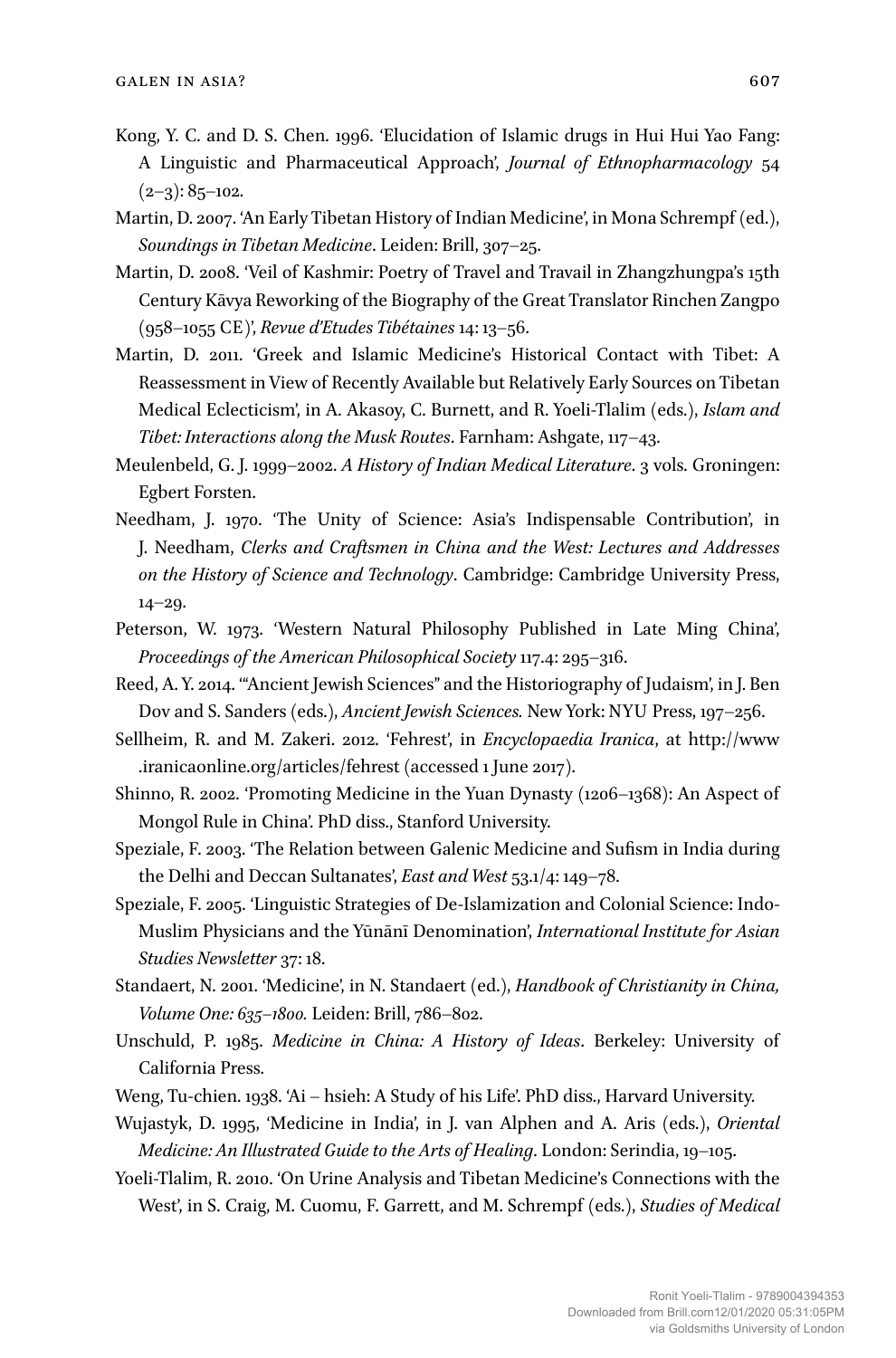Kong, Y. C. and D. S. Chen. 1996. 'Elucidation of Islamic drugs in Hui Hui Yao Fang: A Linguistic and Pharmaceutical Approach', *Journal of Ethnopharmacology* 54 (2–3): 85–102.

Martin, D. 2007. 'An Early Tibetan History of Indian Medicine', in Mona Schrempf (ed.), *Soundings in Tibetan Medicine*. Leiden: Brill, 307–25.

Martin, D. 2008. 'Veil of Kashmir: Poetry of Travel and Travail in Zhangzhungpa's 15th Century Kāvya Reworking of the Biography of the Great Translator Rinchen Zangpo (958–1055 CE)', *Revue d'Etudes Tibétaines* 14: 13–56.

Martin, D. 2011. 'Greek and Islamic Medicine's Historical Contact with Tibet: A Reassessment in View of Recently Available but Relatively Early Sources on Tibetan Medical Eclecticism', in A. Akasoy, C. Burnett, and R. Yoeli-Tlalim (eds.), *Islam and Tibet: Interactions along the Musk Routes*. Farnham: Ashgate, 117–43.

Meulenbeld, G. J. 1999–2002. *A History of Indian Medical Literature*. 3 vols. Groningen: Egbert Forsten.

Needham, J. 1970. 'The Unity of Science: Asia's Indispensable Contribution', in J. Needham, *Clerks and Craftsmen in China and the West: Lectures and Addresses on the History of Science and Technology*. Cambridge: Cambridge University Press, 14–29.

Peterson, W. 1973. 'Western Natural Philosophy Published in Late Ming China', *Proceedings of the American Philosophical Society* 117.4: 295–316.

Reed, A. Y. 2014. '"Ancient Jewish Sciences" and the Historiography of Judaism', in J. Ben Dov and S. Sanders (eds.), *Ancient Jewish Sciences.* New York: NYU Press, 197–256.

Sellheim, R. and M. Zakeri. 2012. 'Fehrest', in *Encyclopaedia Iranica*, at http://www.iranicaonline.org/articles/fehrest (accessed 1 June 2017).

Shinno, R. 2002. 'Promoting Medicine in the Yuan Dynasty (1206–1368): An Aspect of Mongol Rule in China'. PhD diss., Stanford University.

Speziale, F. 2003. 'The Relation between Galenic Medicine and Sufism in India during the Delhi and Deccan Sultanates', *East and West* 53.1/4: 149–78.

Speziale, F. 2005. 'Linguistic Strategies of De-Islamization and Colonial Science: Indo-Muslim Physicians and the Yūnānī Denomination', *International Institute for Asian Studies Newsletter* 37: 18.

Standaert, N. 2001. 'Medicine', in N. Standaert (ed.), *Handbook of Christianity in China, Volume One: 635–1800.* Leiden: Brill, 786–802.

Unschuld, P. 1985. *Medicine in China: A History of Ideas*. Berkeley: University of California Press.

Weng, Tu-chien. 1938. 'Ai – hsieh: A Study of his Life'. PhD diss., Harvard University.

Wujastyk, D. 1995, 'Medicine in India', in J. van Alphen and A. Aris (eds.), *Oriental Medicine: An Illustrated Guide to the Arts of Healing*. London: Serindia, 19–105.

Yoeli-Tlalim, R. 2010. 'On Urine Analysis and Tibetan Medicine's Connections with the West', in S. Craig, M. Cuomu, F. Garrett, and M. Schrempf (eds.), *Studies of Medical*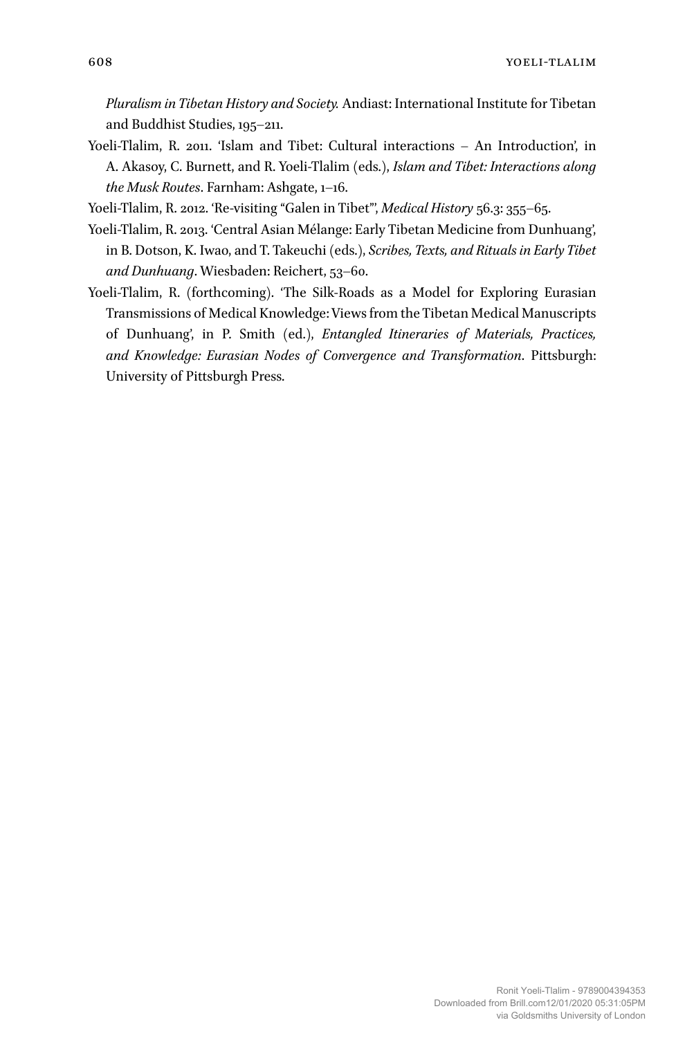*Pluralism in Tibetan History and Society.* Andiast: International Institute for Tibetan and Buddhist Studies, 195–211.

Yoeli-Tlalim, R. 2011. 'Islam and Tibet: Cultural interactions – An Introduction', in A. Akasoy, C. Burnett, and R. Yoeli-Tlalim (eds.), *Islam and Tibet: Interactions along the Musk Routes*. Farnham: Ashgate, 1–16.

Yoeli-Tlalim, R. 2012. 'Re-visiting "Galen in Tibet"', *Medical History* 56.3: 355–65.

Yoeli-Tlalim, R. 2013. 'Central Asian Mélange: Early Tibetan Medicine from Dunhuang', in B. Dotson, K. Iwao, and T. Takeuchi (eds.), *Scribes, Texts, and Rituals in Early Tibet and Dunhuang*. Wiesbaden: Reichert, 53–60.

Yoeli-Tlalim, R. (forthcoming). 'The Silk-Roads as a Model for Exploring Eurasian Transmissions of Medical Knowledge: Views from the Tibetan Medical Manuscripts of Dunhuang', in P. Smith (ed.), *Entangled Itineraries of Materials, Practices, and Knowledge: Eurasian Nodes of Convergence and Transformation*. Pittsburgh: University of Pittsburgh Press.